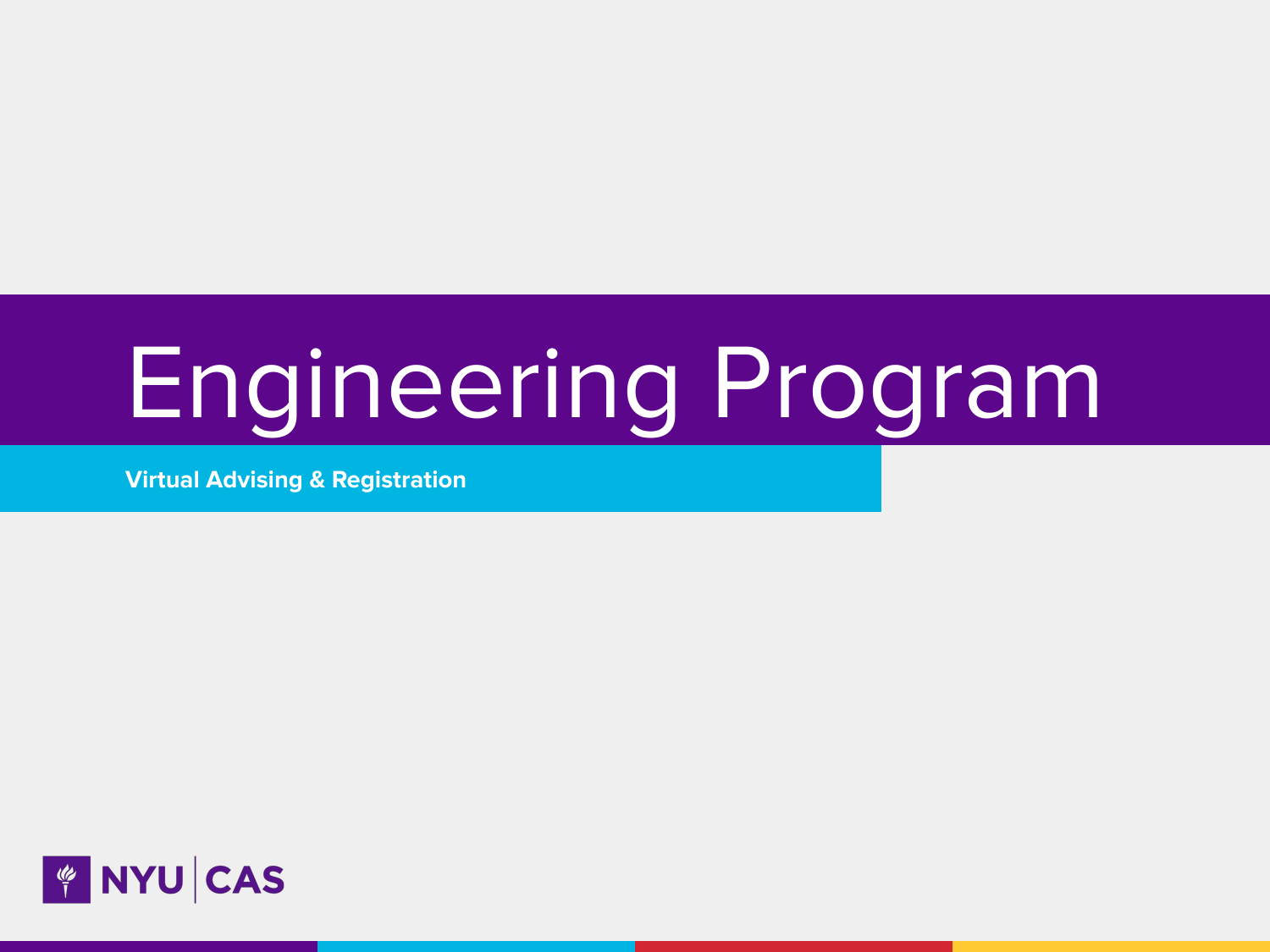# Engineering Program

**Virtual Advising & Registration**

NYU | CAS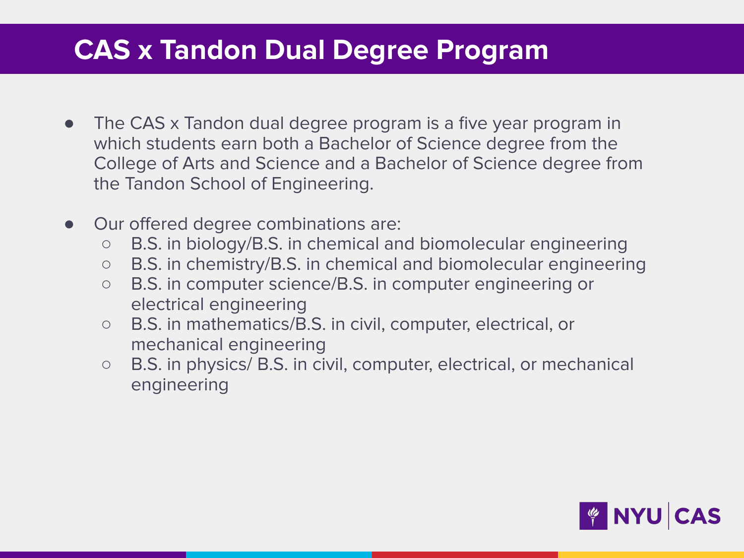# CAS x Tandon Dual Degree Program

- The CAS x Tandon dual degree program is a five year program in which students earn both a Bachelor of Science degree from the College of Arts and Science and a Bachelor of Science degree from the Tandon School of Engineering.
- Our offered degree combinations are:
  - B.S. in biology/B.S. in chemical and biomolecular engineering
  - B.S. in chemistry/B.S. in chemical and biomolecular engineering
  - B.S. in computer science/B.S. in computer engineering or electrical engineering
  - B.S. in mathematics/B.S. in civil, computer, electrical, or mechanical engineering
  - B.S. in physics/ B.S. in civil, computer, electrical, or mechanical engineering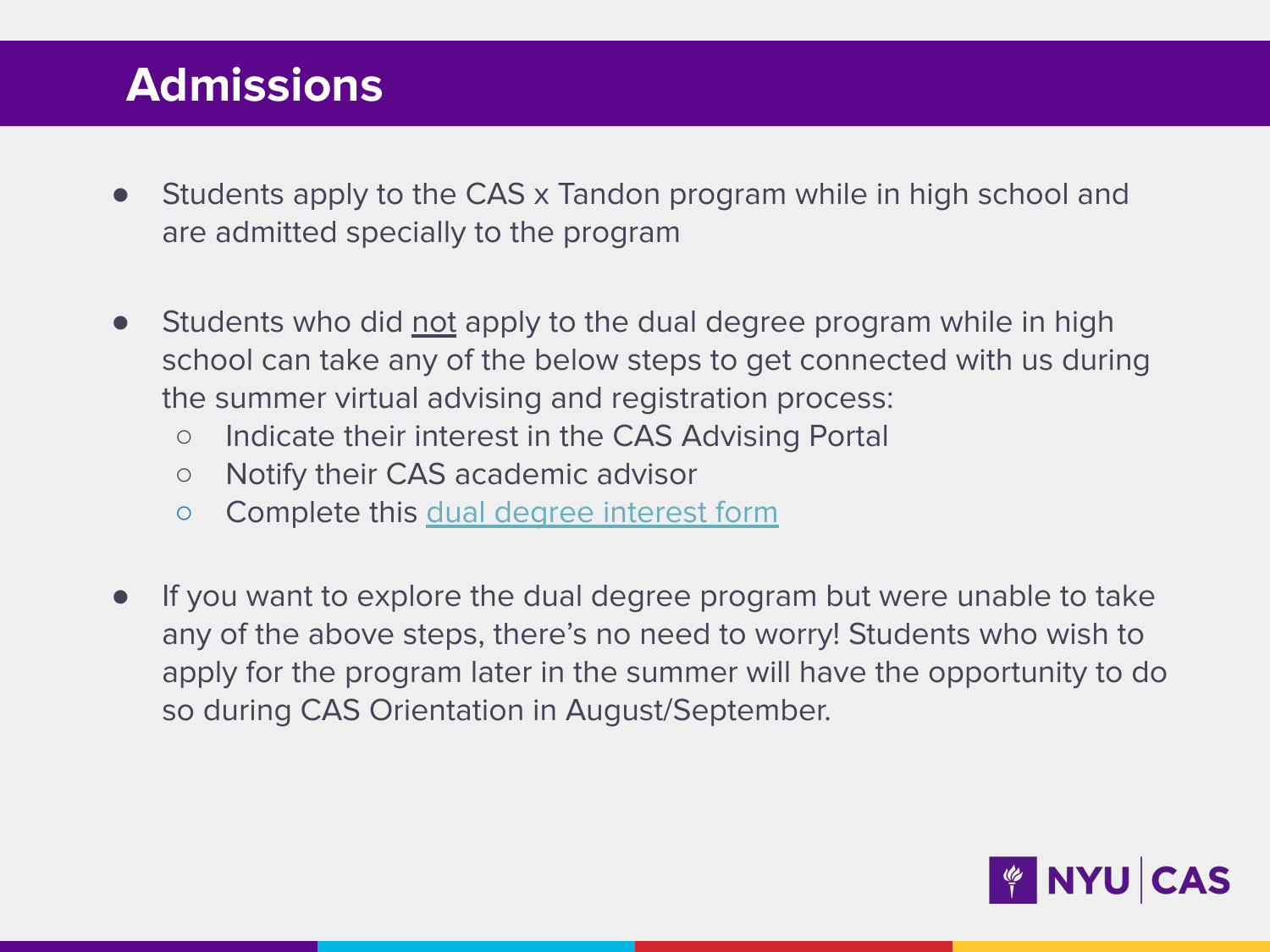# Admissions

- Students apply to the CAS x Tandon program while in high school and are admitted specially to the program

- Students who did <u>not</u> apply to the dual degree program while in high school can take any of the below steps to get connected with us during the summer virtual advising and registration process:
  - Indicate their interest in the CAS Advising Portal
  - Notify their CAS academic advisor
  - Complete this dual degree interest form

- If you want to explore the dual degree program but were unable to take any of the above steps, there's no need to worry! Students who wish to apply for the program later in the summer will have the opportunity to do so during CAS Orientation in August/September.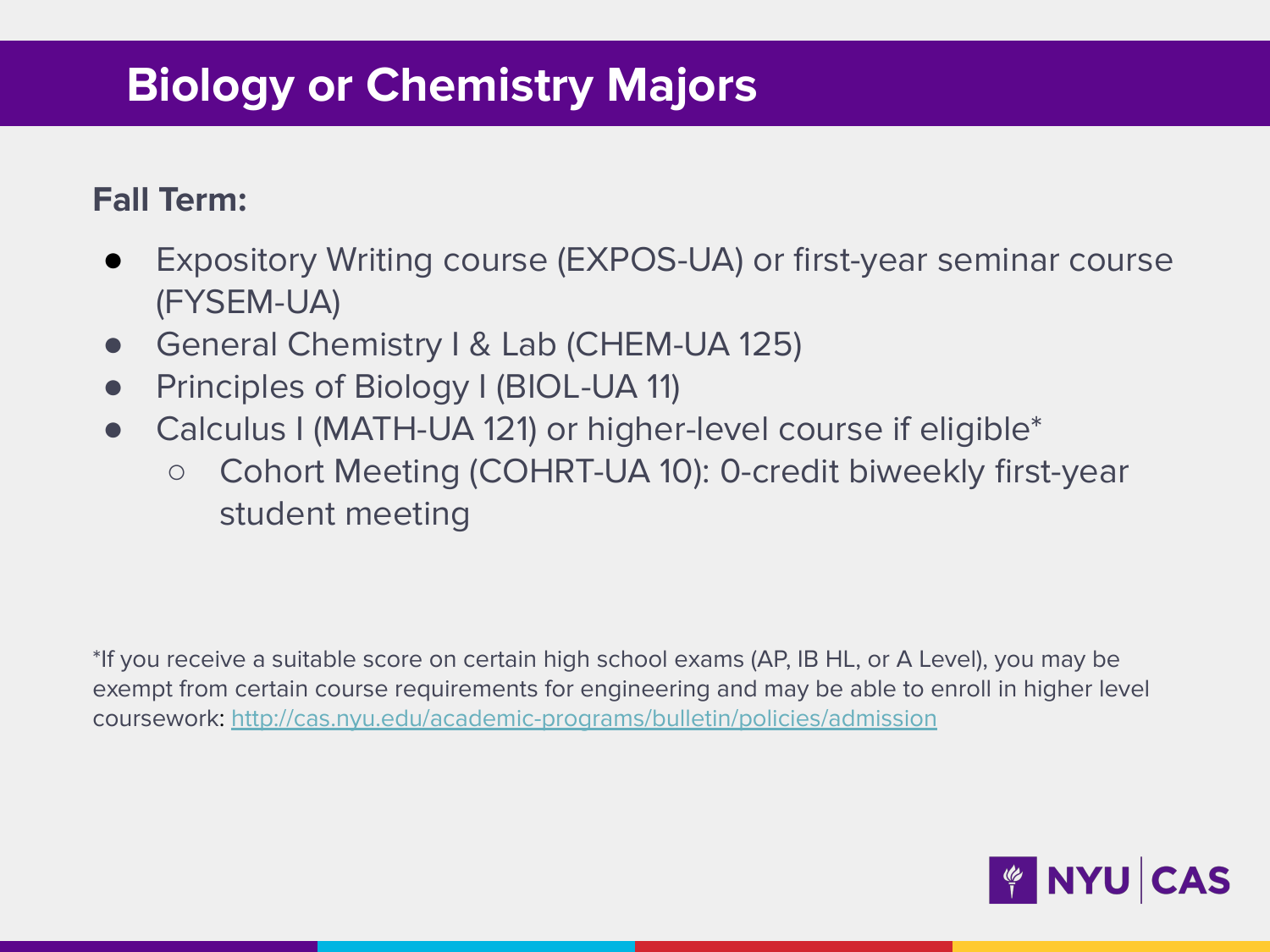# Biology or Chemistry Majors

**Fall Term:**

- Expository Writing course (EXPOS-UA) or first-year seminar course (FYSEM-UA)
- General Chemistry I & Lab (CHEM-UA 125)
- Principles of Biology I (BIOL-UA 11)
- Calculus I (MATH-UA 121) or higher-level course if eligible*
  - Cohort Meeting (COHRT-UA 10): 0-credit biweekly first-year student meeting

*If you receive a suitable score on certain high school exams (AP, IB HL, or A Level), you may be exempt from certain course requirements for engineering and may be able to enroll in higher level coursework: http://cas.nyu.edu/academic-programs/bulletin/policies/admission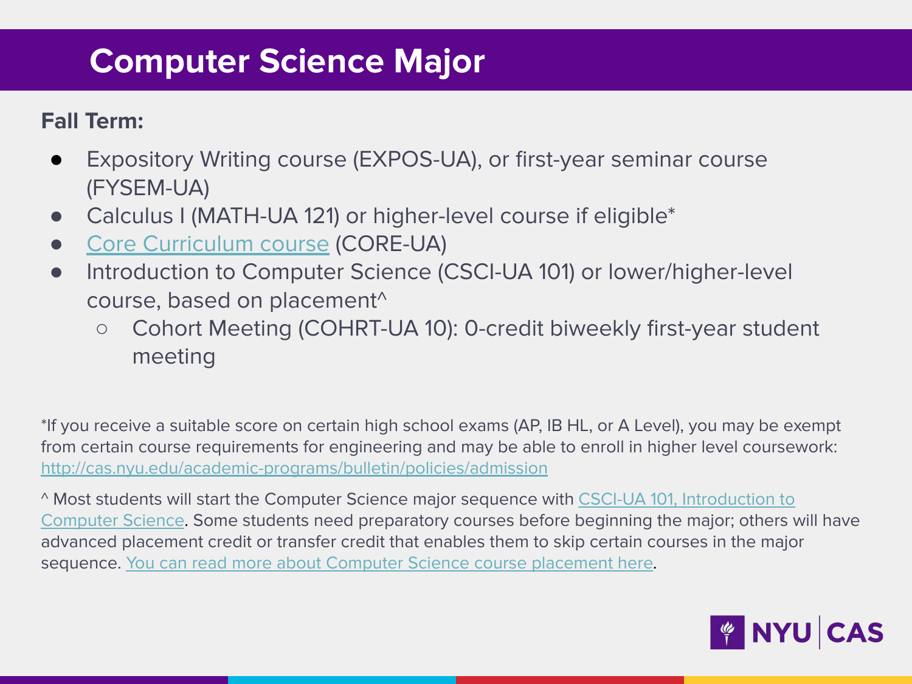# Computer Science Major

**Fall Term:**

- Expository Writing course (EXPOS-UA), or first-year seminar course (FYSEM-UA)
- Calculus I (MATH-UA 121) or higher-level course if eligible*
- [Core Curriculum course](#) (CORE-UA)
- Introduction to Computer Science (CSCI-UA 101) or lower/higher-level course, based on placement^
  - Cohort Meeting (COHRT-UA 10): 0-credit biweekly first-year student meeting

*If you receive a suitable score on certain high school exams (AP, IB HL, or A Level), you may be exempt from certain course requirements for engineering and may be able to enroll in higher level coursework: [http://cas.nyu.edu/academic-programs/bulletin/policies/admission](http://cas.nyu.edu/academic-programs/bulletin/policies/admission)

^ Most students will start the Computer Science major sequence with [CSCI-UA 101, Introduction to Computer Science](#). Some students need preparatory courses before beginning the major; others will have advanced placement credit or transfer credit that enables them to skip certain courses in the major sequence. [You can read more about Computer Science course placement here](#).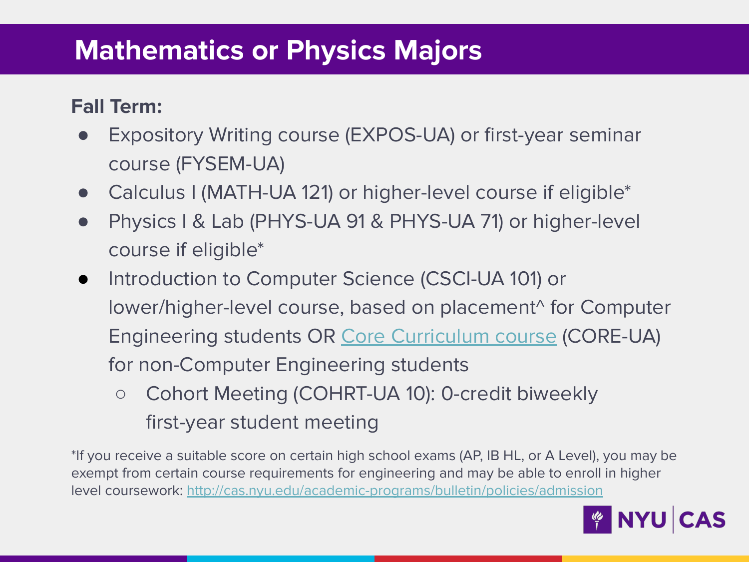# Mathematics or Physics Majors

**Fall Term:**

- Expository Writing course (EXPOS-UA) or first-year seminar course (FYSEM-UA)
- Calculus I (MATH-UA 121) or higher-level course if eligible*
- Physics I & Lab (PHYS-UA 91 & PHYS-UA 71) or higher-level course if eligible*
- Introduction to Computer Science (CSCI-UA 101) or lower/higher-level course, based on placement^ for Computer Engineering students OR [Core Curriculum course](#) (CORE-UA) for non-Computer Engineering students
    - Cohort Meeting (COHRT-UA 10): 0-credit biweekly first-year student meeting

*If you receive a suitable score on certain high school exams (AP, IB HL, or A Level), you may be exempt from certain course requirements for engineering and may be able to enroll in higher level coursework: http://cas.nyu.edu/academic-programs/bulletin/policies/admission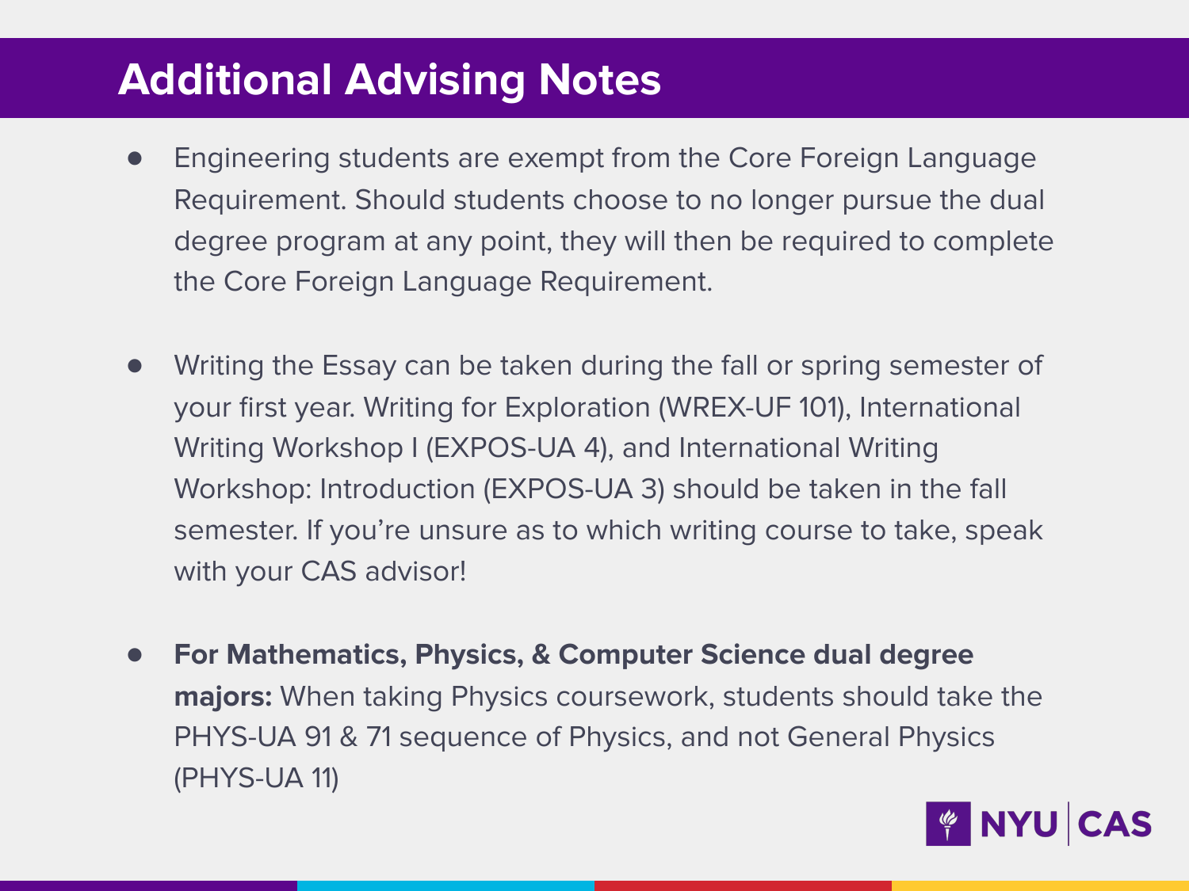# Additional Advising Notes

- Engineering students are exempt from the Core Foreign Language Requirement. Should students choose to no longer pursue the dual degree program at any point, they will then be required to complete the Core Foreign Language Requirement.

- Writing the Essay can be taken during the fall or spring semester of your first year. Writing for Exploration (WREX-UF 101), International Writing Workshop I (EXPOS-UA 4), and International Writing Workshop: Introduction (EXPOS-UA 3) should be taken in the fall semester. If you're unsure as to which writing course to take, speak with your CAS advisor!

- **For Mathematics, Physics, & Computer Science dual degree majors:** When taking Physics coursework, students should take the PHYS-UA 91 & 71 sequence of Physics, and not General Physics (PHYS-UA 11)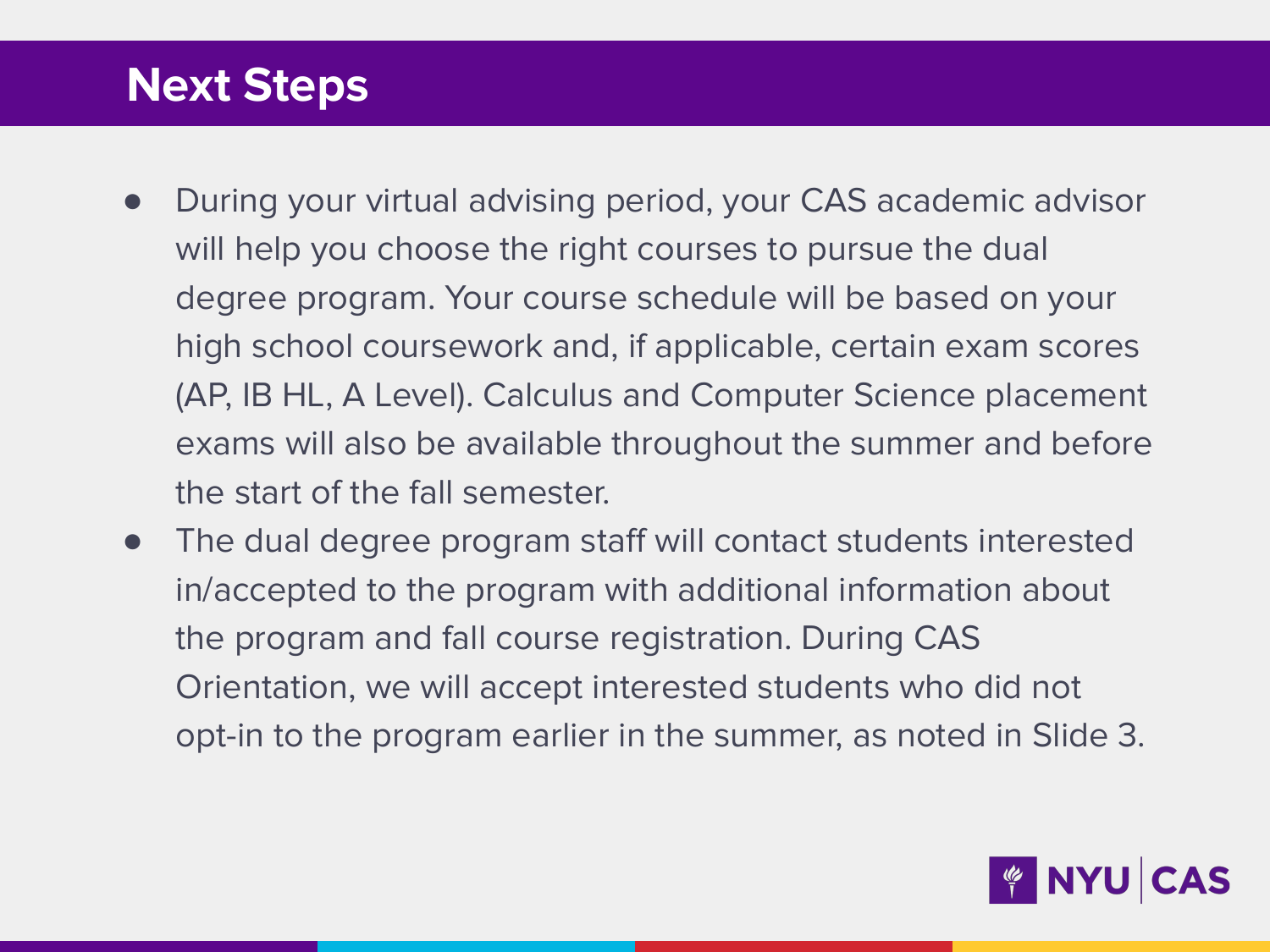# Next Steps

- During your virtual advising period, your CAS academic advisor will help you choose the right courses to pursue the dual degree program. Your course schedule will be based on your high school coursework and, if applicable, certain exam scores (AP, IB HL, A Level). Calculus and Computer Science placement exams will also be available throughout the summer and before the start of the fall semester.
- The dual degree program staff will contact students interested in/accepted to the program with additional information about the program and fall course registration. During CAS Orientation, we will accept interested students who did not opt-in to the program earlier in the summer, as noted in Slide 3.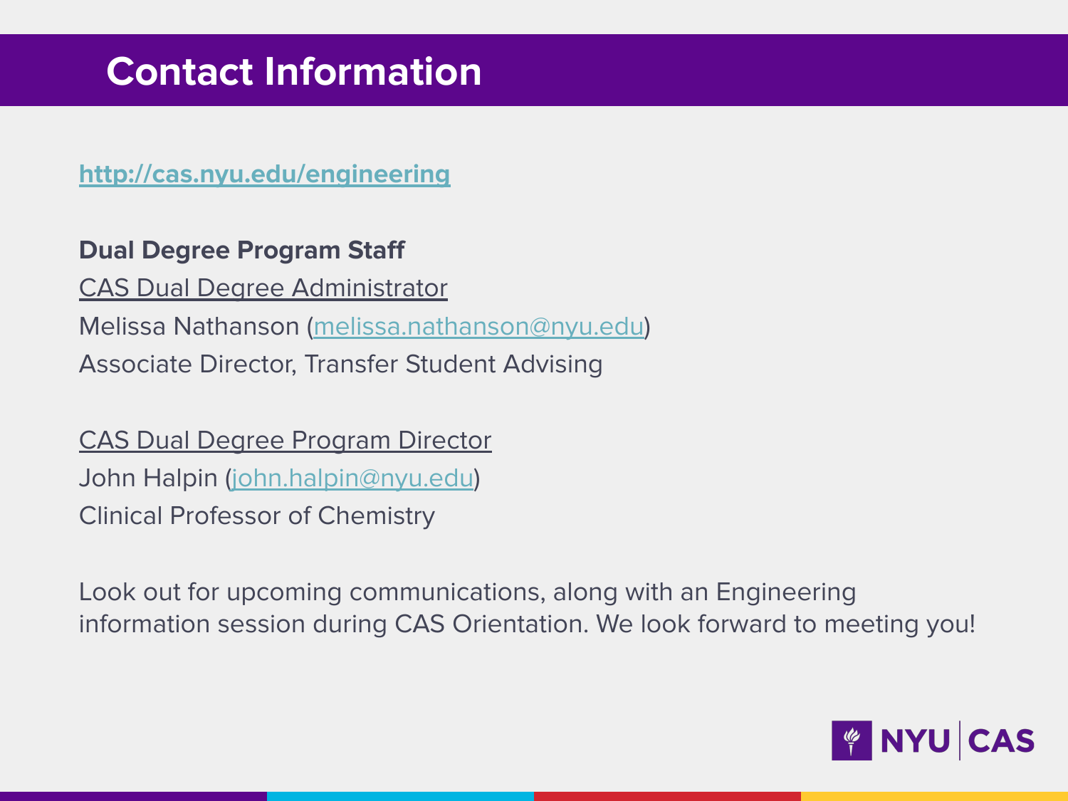# Contact Information

[http://cas.nyu.edu/engineering](http://cas.nyu.edu/engineering)

**Dual Degree Program Staff**

CAS Dual Degree Administrator
Melissa Nathanson (melissa.nathanson@nyu.edu)
Associate Director, Transfer Student Advising

CAS Dual Degree Program Director
John Halpin (john.halpin@nyu.edu)
Clinical Professor of Chemistry

Look out for upcoming communications, along with an Engineering information session during CAS Orientation. We look forward to meeting you!

NYU | CAS